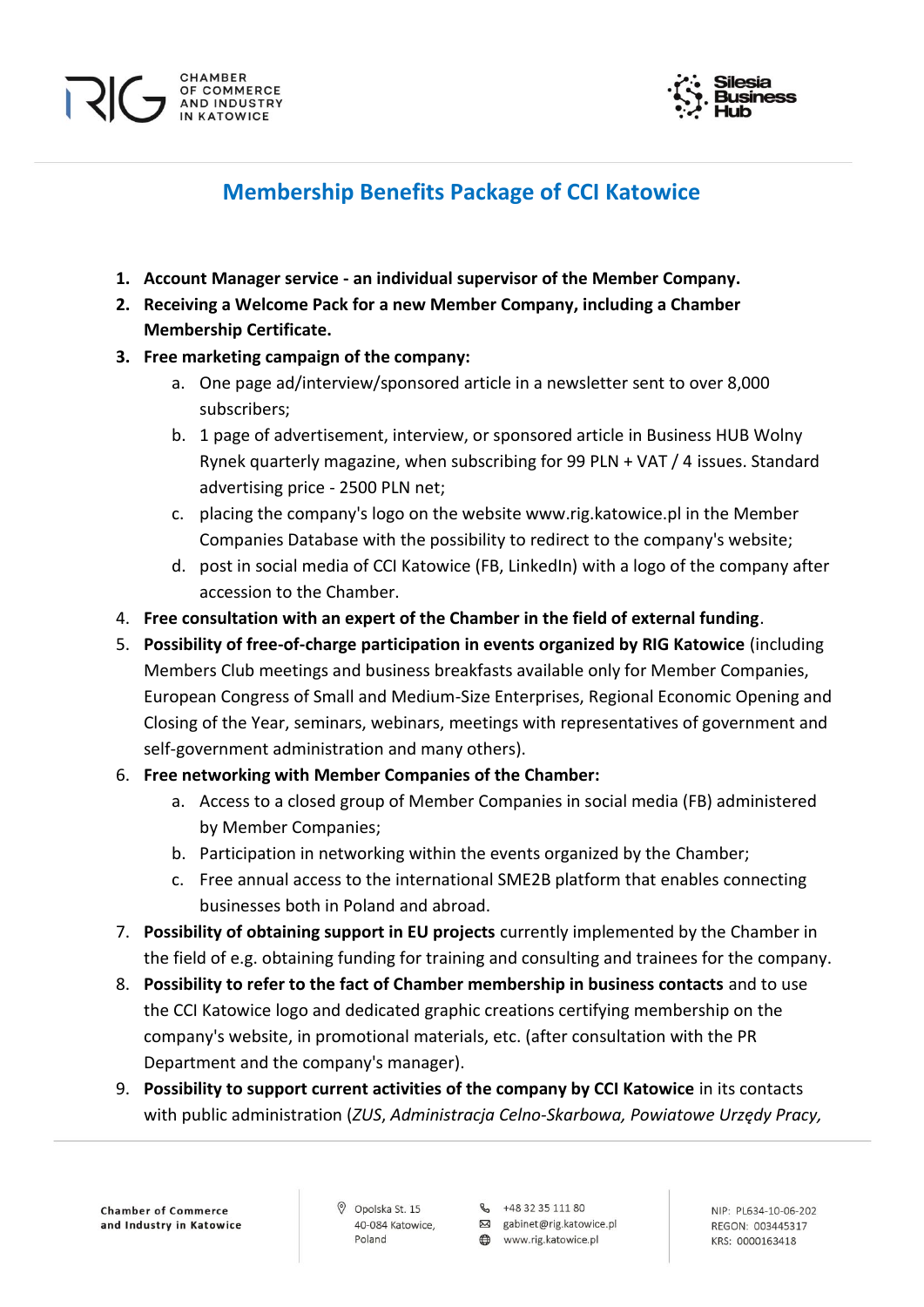## Membership Benefits Package of CCI Katowice

1. **Account Manager service - an individual supervisor of the Member Company.**
2. **Receiving a Welcome Pack for a new Member Company, including a Chamber Membership Certificate.**
3. **Free marketing campaign of the company:**
   a. One page ad/interview/sponsored article in a newsletter sent to over 8,000 subscribers;
   b. 1 page of advertisement, interview, or sponsored article in Business HUB Wolny Rynek quarterly magazine, when subscribing for 99 PLN + VAT / 4 issues. Standard advertising price - 2500 PLN net;
   c. placing the company's logo on the website www.rig.katowice.pl in the Member Companies Database with the possibility to redirect to the company's website;
   d. post in social media of CCI Katowice (FB, LinkedIn) with a logo of the company after accession to the Chamber.
4. **Free consultation with an expert of the Chamber in the field of external funding**.
5. **Possibility of free-of-charge participation in events organized by RIG Katowice** (including Members Club meetings and business breakfasts available only for Member Companies, European Congress of Small and Medium-Size Enterprises, Regional Economic Opening and Closing of the Year, seminars, webinars, meetings with representatives of government and self-government administration and many others).
6. **Free networking with Member Companies of the Chamber:**
   a. Access to a closed group of Member Companies in social media (FB) administered by Member Companies;
   b. Participation in networking within the events organized by the Chamber;
   c. Free annual access to the international SME2B platform that enables connecting businesses both in Poland and abroad.
7. **Possibility of obtaining support in EU projects** currently implemented by the Chamber in the field of e.g. obtaining funding for training and consulting and trainees for the company.
8. **Possibility to refer to the fact of Chamber membership in business contacts** and to use the CCI Katowice logo and dedicated graphic creations certifying membership on the company's website, in promotional materials, etc. (after consultation with the PR Department and the company's manager).
9. **Possibility to support current activities of the company by CCI Katowice** in its contacts with public administration (*ZUS, Administracja Celno-Skarbowa, Powiatowe Urzędy Pracy,*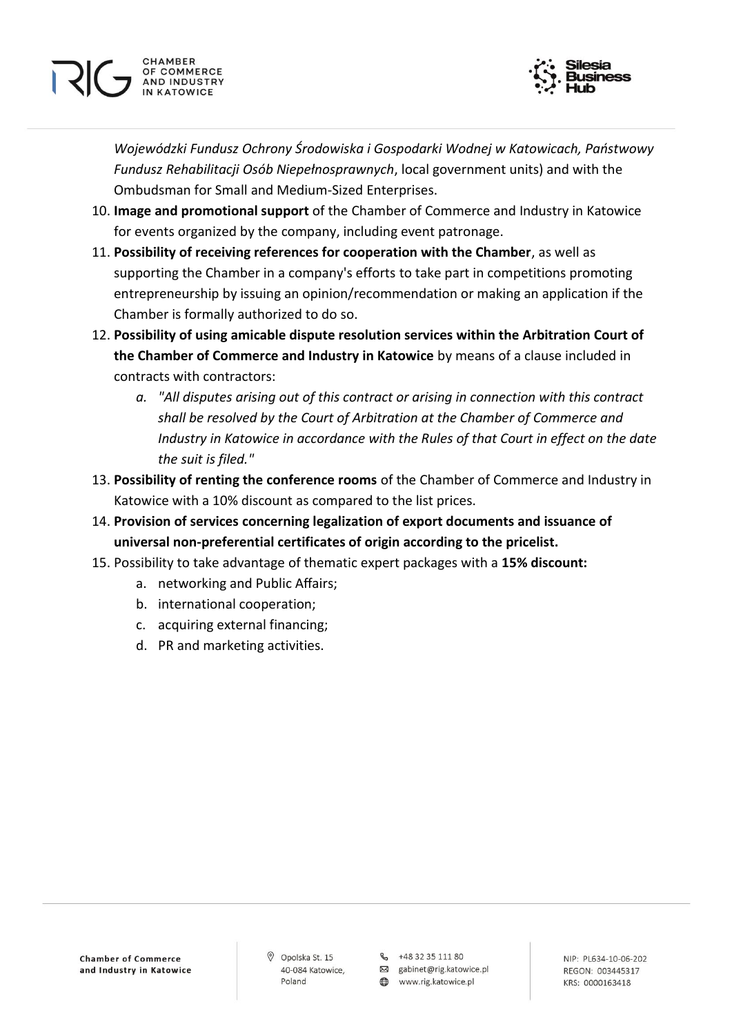*Wojewódzki Fundusz Ochrony Środowiska i Gospodarki Wodnej w Katowicach, Państwowy Fundusz Rehabilitacji Osób Niepełnosprawnych*, local government units) and with the Ombudsman for Small and Medium-Sized Enterprises.

10. **Image and promotional support** of the Chamber of Commerce and Industry in Katowice for events organized by the company, including event patronage.
11. **Possibility of receiving references for cooperation with the Chamber**, as well as supporting the Chamber in a company's efforts to take part in competitions promoting entrepreneurship by issuing an opinion/recommendation or making an application if the Chamber is formally authorized to do so.
12. **Possibility of using amicable dispute resolution services within the Arbitration Court of the Chamber of Commerce and Industry in Katowice** by means of a clause included in contracts with contractors:
    a. *"All disputes arising out of this contract or arising in connection with this contract shall be resolved by the Court of Arbitration at the Chamber of Commerce and Industry in Katowice in accordance with the Rules of that Court in effect on the date the suit is filed."*
13. **Possibility of renting the conference rooms** of the Chamber of Commerce and Industry in Katowice with a 10% discount as compared to the list prices.
14. **Provision of services concerning legalization of export documents and issuance of universal non-preferential certificates of origin according to the pricelist.**
15. Possibility to take advantage of thematic expert packages with a **15% discount:**
    a. networking and Public Affairs;
    b. international cooperation;
    c. acquiring external financing;
    d. PR and marketing activities.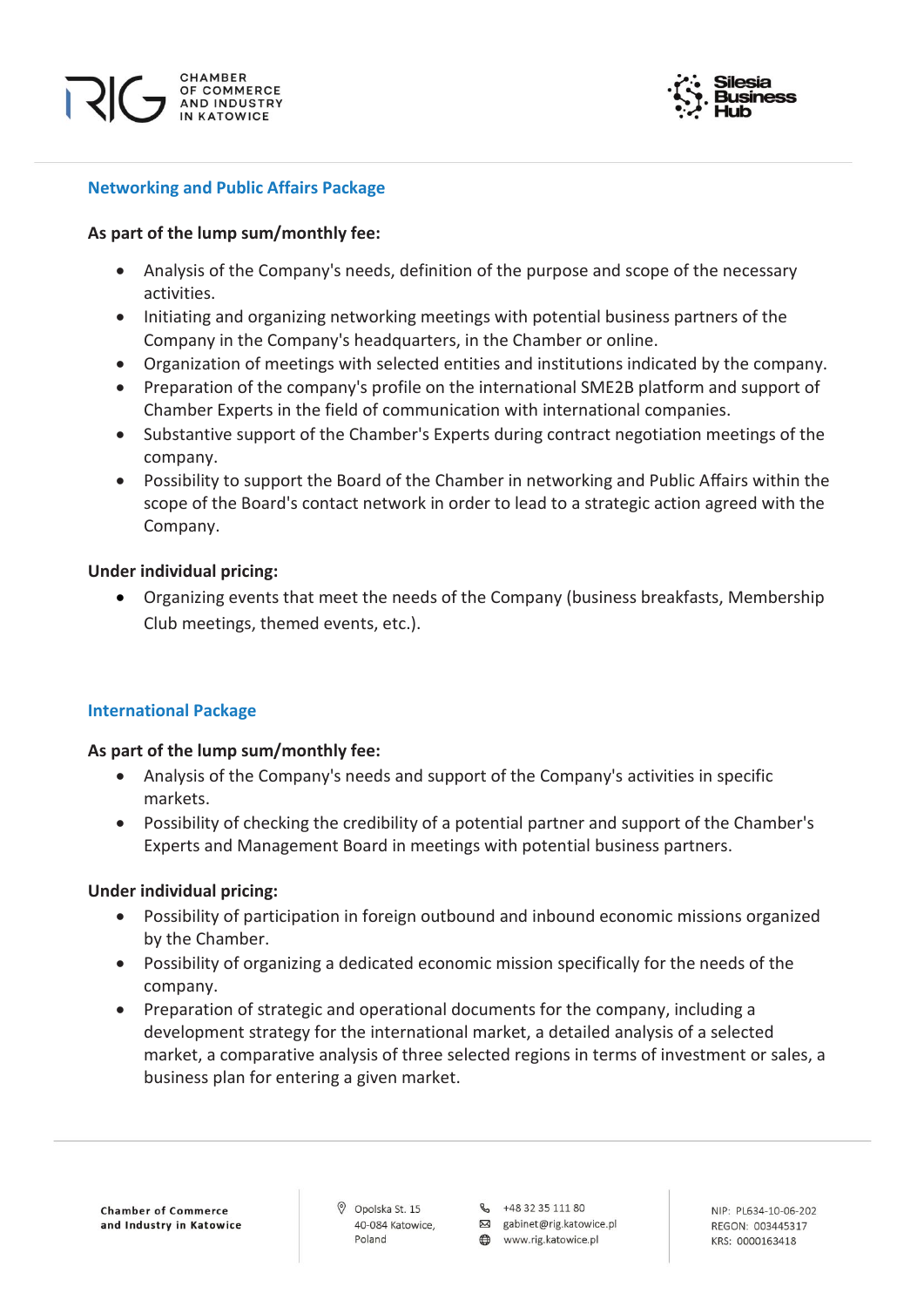## Networking and Public Affairs Package

**As part of the lump sum/monthly fee:**

- Analysis of the Company's needs, definition of the purpose and scope of the necessary activities.
- Initiating and organizing networking meetings with potential business partners of the Company in the Company's headquarters, in the Chamber or online.
- Organization of meetings with selected entities and institutions indicated by the company.
- Preparation of the company's profile on the international SME2B platform and support of Chamber Experts in the field of communication with international companies.
- Substantive support of the Chamber's Experts during contract negotiation meetings of the company.
- Possibility to support the Board of the Chamber in networking and Public Affairs within the scope of the Board's contact network in order to lead to a strategic action agreed with the Company.

**Under individual pricing:**

- Organizing events that meet the needs of the Company (business breakfasts, Membership Club meetings, themed events, etc.).

## International Package

**As part of the lump sum/monthly fee:**

- Analysis of the Company's needs and support of the Company's activities in specific markets.
- Possibility of checking the credibility of a potential partner and support of the Chamber's Experts and Management Board in meetings with potential business partners.

**Under individual pricing:**

- Possibility of participation in foreign outbound and inbound economic missions organized by the Chamber.
- Possibility of organizing a dedicated economic mission specifically for the needs of the company.
- Preparation of strategic and operational documents for the company, including a development strategy for the international market, a detailed analysis of a selected market, a comparative analysis of three selected regions in terms of investment or sales, a business plan for entering a given market.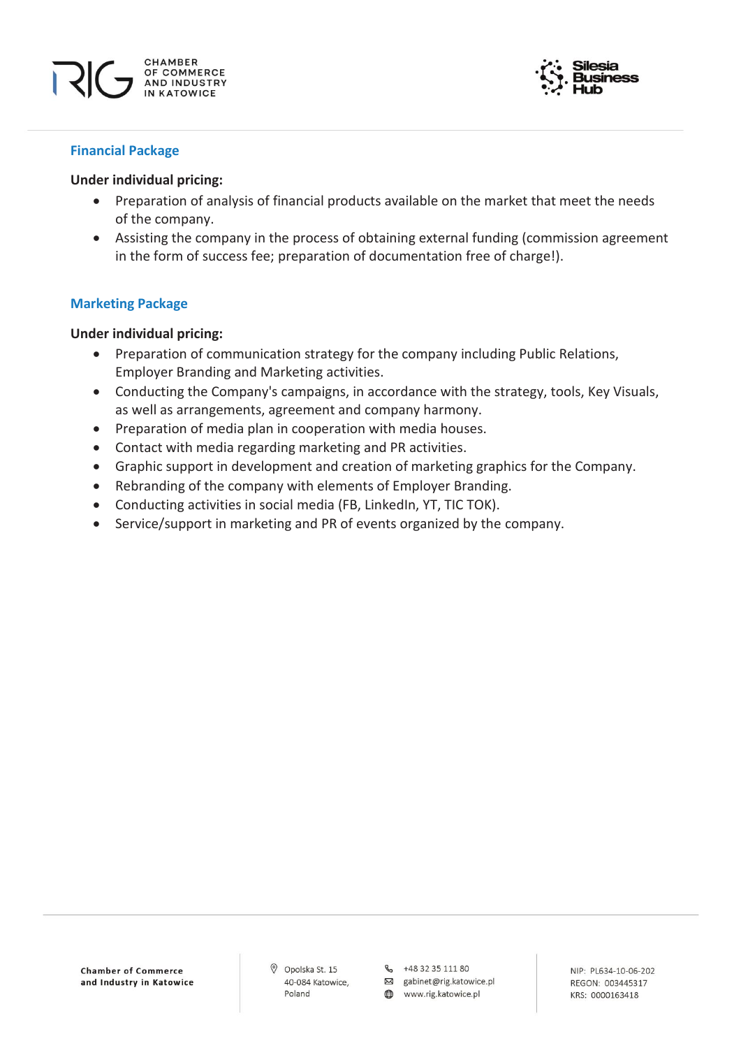## Financial Package

**Under individual pricing:**

- Preparation of analysis of financial products available on the market that meet the needs of the company.
- Assisting the company in the process of obtaining external funding (commission agreement in the form of success fee; preparation of documentation free of charge!).

## Marketing Package

**Under individual pricing:**

- Preparation of communication strategy for the company including Public Relations, Employer Branding and Marketing activities.
- Conducting the Company's campaigns, in accordance with the strategy, tools, Key Visuals, as well as arrangements, agreement and company harmony.
- Preparation of media plan in cooperation with media houses.
- Contact with media regarding marketing and PR activities.
- Graphic support in development and creation of marketing graphics for the Company.
- Rebranding of the company with elements of Employer Branding.
- Conducting activities in social media (FB, LinkedIn, YT, TIC TOK).
- Service/support in marketing and PR of events organized by the company.